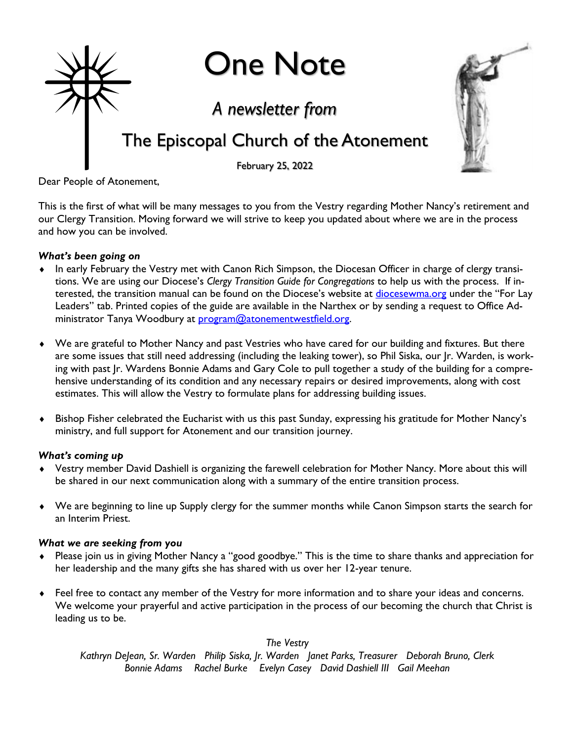# One Note

## *A newsletter from*

## The Episcopal Church of the Atonement

February 25, 2022

Dear People of Atonement,

This is the first of what will be many messages to you from the Vestry regarding Mother Nancy's retirement and our Clergy Transition. Moving forward we will strive to keep you updated about where we are in the process and how you can be involved.

### *What's been going on*

- In early February the Vestry met with Canon Rich Simpson, the Diocesan Officer in charge of clergy transitions. We are using our Diocese's *Clergy Transition Guide for Congregations* to help us with the process. If interested, the transition manual can be found on the Diocese's website at [diocesewma.org](diocesewma.org) under the "For Lay Leaders" tab. Printed copies of the guide are available in the Narthex or by sending a request to Office Administrator Tanya Woodbury at [program@atonementwestfield.org](mailto:program@atonementwestfield.org).

- We are grateful to Mother Nancy and past Vestries who have cared for our building and fixtures. But there are some issues that still need addressing (including the leaking tower), so Phil Siska, our Jr. Warden, is working with past Jr. Wardens Bonnie Adams and Gary Cole to pull together a study of the building for a comprehensive understanding of its condition and any necessary repairs or desired improvements, along with cost estimates. This will allow the Vestry to formulate plans for addressing building issues.

- Bishop Fisher celebrated the Eucharist with us this past Sunday, expressing his gratitude for Mother Nancy's ministry, and full support for Atonement and our transition journey.

### *What's coming up*

- Vestry member David Dashiell is organizing the farewell celebration for Mother Nancy. More about this will be shared in our next communication along with a summary of the entire transition process.

- We are beginning to line up Supply clergy for the summer months while Canon Simpson starts the search for an Interim Priest.

### *What we are seeking from you*

- Please join us in giving Mother Nancy a "good goodbye." This is the time to share thanks and appreciation for her leadership and the many gifts she has shared with us over her 12-year tenure.

- Feel free to contact any member of the Vestry for more information and to share your ideas and concerns. We welcome your prayerful and active participation in the process of our becoming the church that Christ is leading us to be.

*The Vestry*

*Kathryn DeJean, Sr. Warden   Philip Siska, Jr. Warden   Janet Parks, Treasurer   Deborah Bruno, Clerk*
*Bonnie Adams   Rachel Burke   Evelyn Casey   David Dashiell III   Gail Meehan*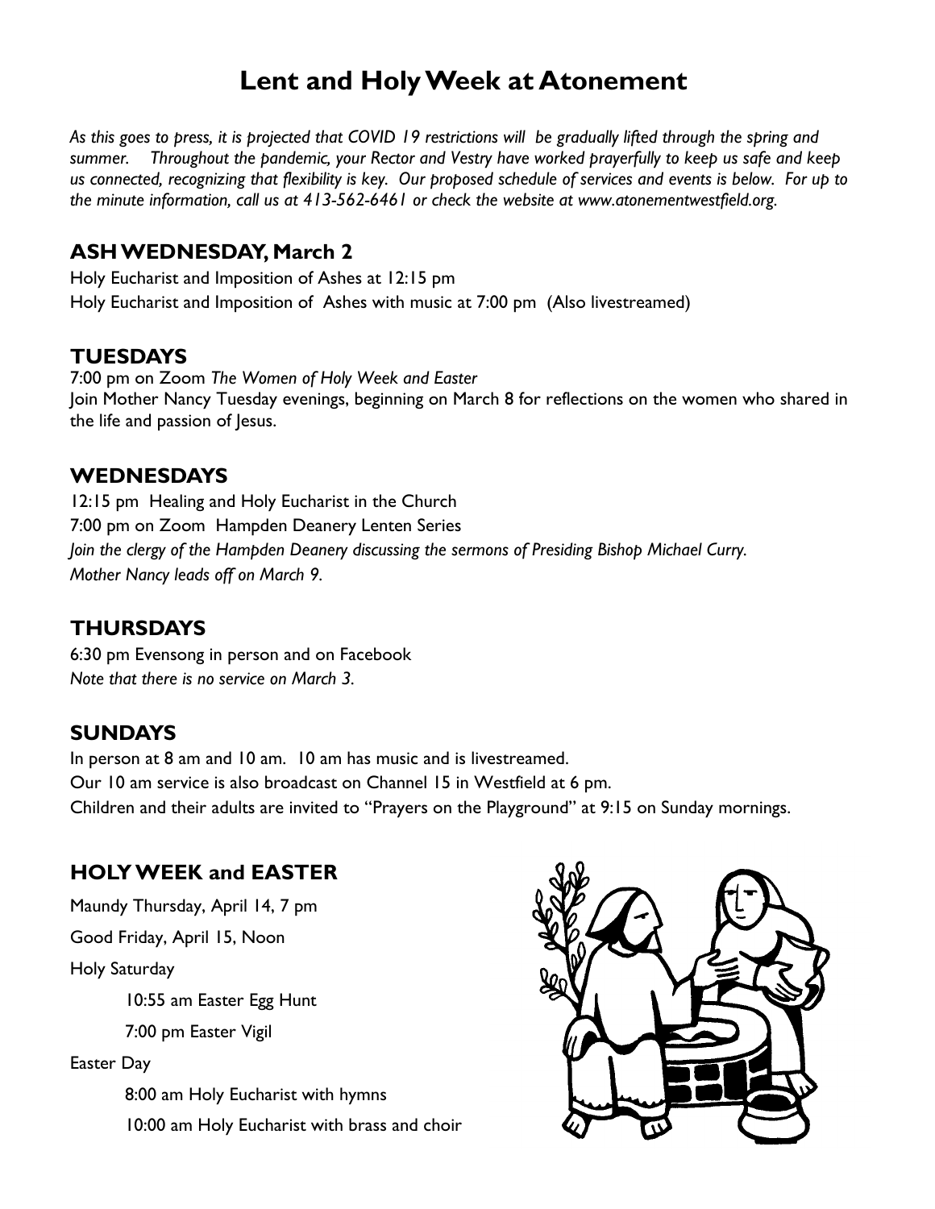# Lent and Holy Week at Atonement

*As this goes to press, it is projected that COVID 19 restrictions will be gradually lifted through the spring and summer. Throughout the pandemic, your Rector and Vestry have worked prayerfully to keep us safe and keep us connected, recognizing that flexibility is key. Our proposed schedule of services and events is below. For up to the minute information, call us at 413-562-6461 or check the website at www.atonementwestfield.org.*

## ASH WEDNESDAY, March 2

Holy Eucharist and Imposition of Ashes at 12:15 pm
Holy Eucharist and Imposition of Ashes with music at 7:00 pm (Also livestreamed)

## TUESDAYS

7:00 pm on Zoom *The Women of Holy Week and Easter*
Join Mother Nancy Tuesday evenings, beginning on March 8 for reflections on the women who shared in the life and passion of Jesus.

## WEDNESDAYS

12:15 pm Healing and Holy Eucharist in the Church
7:00 pm on Zoom Hampden Deanery Lenten Series
*Join the clergy of the Hampden Deanery discussing the sermons of Presiding Bishop Michael Curry.*
*Mother Nancy leads off on March 9.*

## THURSDAYS

6:30 pm Evensong in person and on Facebook
*Note that there is no service on March 3.*

## SUNDAYS

In person at 8 am and 10 am. 10 am has music and is livestreamed.
Our 10 am service is also broadcast on Channel 15 in Westfield at 6 pm.
Children and their adults are invited to "Prayers on the Playground" at 9:15 on Sunday mornings.

## HOLY WEEK and EASTER

Maundy Thursday, April 14, 7 pm

Good Friday, April 15, Noon

Holy Saturday

- 10:55 am Easter Egg Hunt
- 7:00 pm Easter Vigil

Easter Day

- 8:00 am Holy Eucharist with hymns
- 10:00 am Holy Eucharist with brass and choir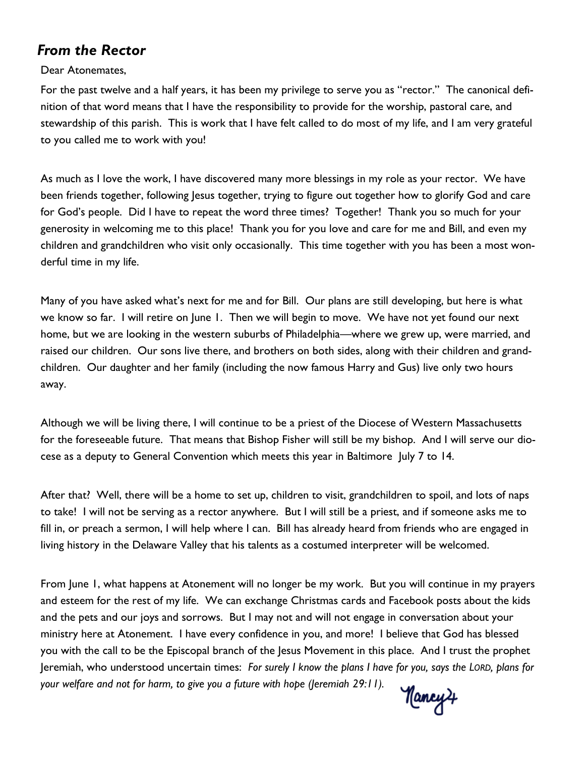## *From the Rector*

Dear Atonemates,

For the past twelve and a half years, it has been my privilege to serve you as "rector." The canonical definition of that word means that I have the responsibility to provide for the worship, pastoral care, and stewardship of this parish. This is work that I have felt called to do most of my life, and I am very grateful to you called me to work with you!

As much as I love the work, I have discovered many more blessings in my role as your rector. We have been friends together, following Jesus together, trying to figure out together how to glorify God and care for God's people. Did I have to repeat the word three times? Together! Thank you so much for your generosity in welcoming me to this place! Thank you for you love and care for me and Bill, and even my children and grandchildren who visit only occasionally. This time together with you has been a most wonderful time in my life.

Many of you have asked what's next for me and for Bill. Our plans are still developing, but here is what we know so far. I will retire on June 1. Then we will begin to move. We have not yet found our next home, but we are looking in the western suburbs of Philadelphia—where we grew up, were married, and raised our children. Our sons live there, and brothers on both sides, along with their children and grandchildren. Our daughter and her family (including the now famous Harry and Gus) live only two hours away.

Although we will be living there, I will continue to be a priest of the Diocese of Western Massachusetts for the foreseeable future. That means that Bishop Fisher will still be my bishop. And I will serve our diocese as a deputy to General Convention which meets this year in Baltimore July 7 to 14.

After that? Well, there will be a home to set up, children to visit, grandchildren to spoil, and lots of naps to take! I will not be serving as a rector anywhere. But I will still be a priest, and if someone asks me to fill in, or preach a sermon, I will help where I can. Bill has already heard from friends who are engaged in living history in the Delaware Valley that his talents as a costumed interpreter will be welcomed.

From June 1, what happens at Atonement will no longer be my work. But you will continue in my prayers and esteem for the rest of my life. We can exchange Christmas cards and Facebook posts about the kids and the pets and our joys and sorrows. But I may not and will not engage in conversation about your ministry here at Atonement. I have every confidence in you, and more! I believe that God has blessed you with the call to be the Episcopal branch of the Jesus Movement in this place. And I trust the prophet Jeremiah, who understood uncertain times: *For surely I know the plans I have for you, says the LORD, plans for your welfare and not for harm, to give you a future with hope (Jeremiah 29:11).*

Nancy+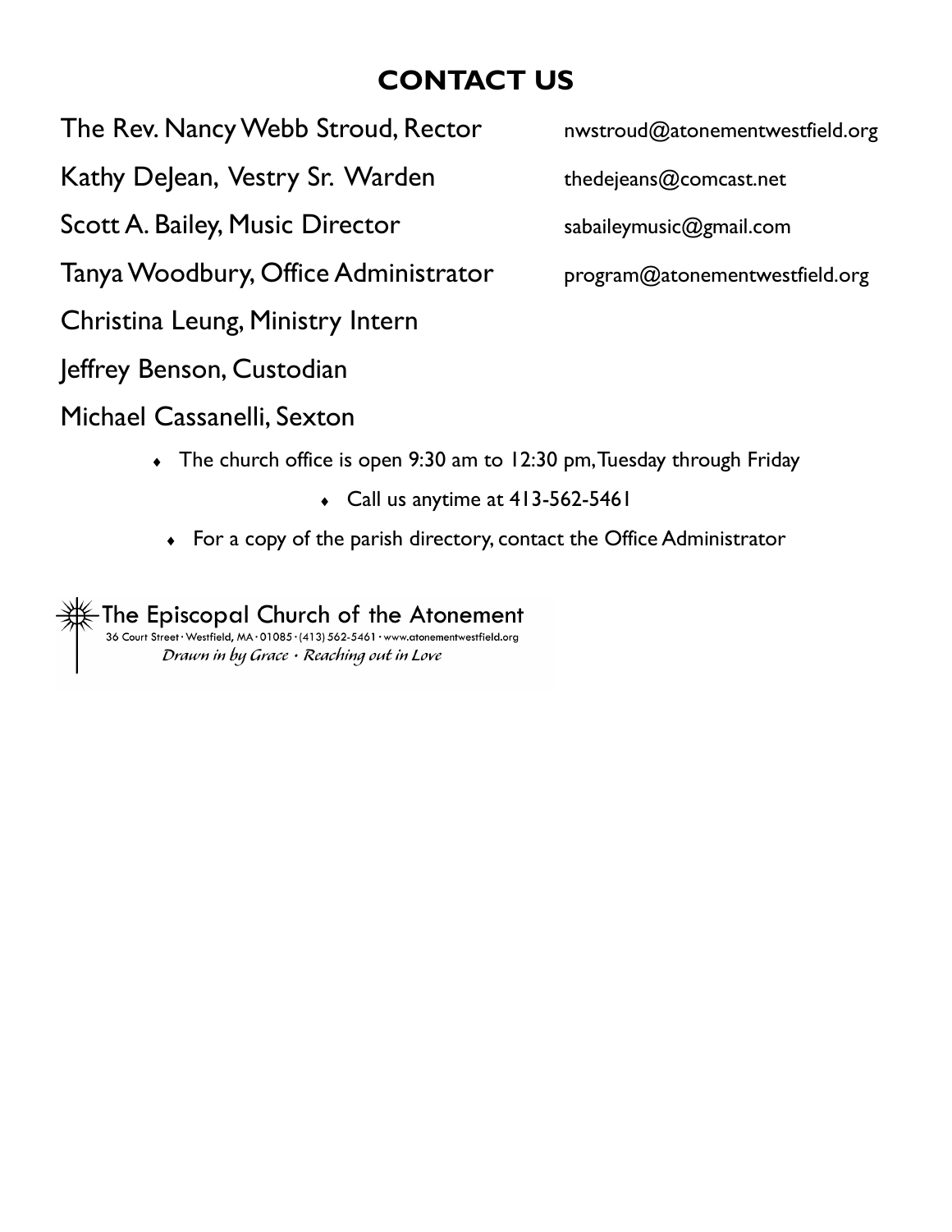## CONTACT US

| | |
|---|---|
| The Rev. Nancy Webb Stroud, Rector | nwstroud@atonementwestfield.org |
| Kathy DeJean, Vestry Sr. Warden | thedejeans@comcast.net |
| Scott A. Bailey, Music Director | sabaileymusic@gmail.com |
| Tanya Woodbury, Office Administrator | program@atonementwestfield.org |
| Christina Leung, Ministry Intern | |
| Jeffrey Benson, Custodian | |
| Michael Cassanelli, Sexton | |

- The church office is open 9:30 am to 12:30 pm, Tuesday through Friday
- Call us anytime at 413-562-5461
- For a copy of the parish directory, contact the Office Administrator

The Episcopal Church of the Atonement
36 Court Street · Westfield, MA · 01085 · (413) 562-5461 · www.atonementwestfield.org
*Drawn in by Grace · Reaching out in Love*